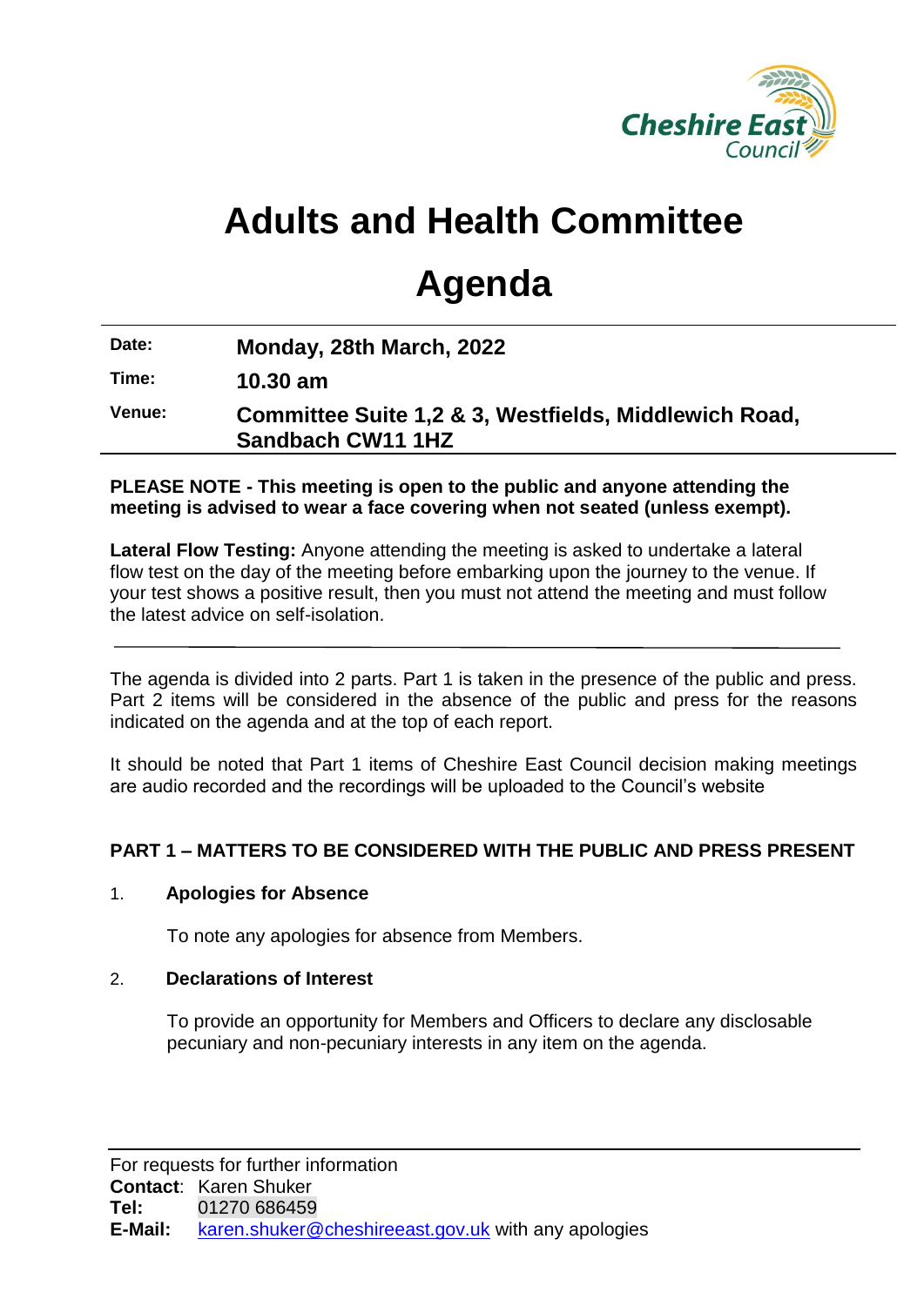# Adults and Health Committee

# Agenda

| | |
|---|---|
| **Date:** | **Monday, 28th March, 2022** |
| **Time:** | **10.30 am** |
| **Venue:** | **Committee Suite 1,2 & 3, Westfields, Middlewich Road, Sandbach CW11 1HZ** |

**PLEASE NOTE - This meeting is open to the public and anyone attending the meeting is advised to wear a face covering when not seated (unless exempt).**

**Lateral Flow Testing:** Anyone attending the meeting is asked to undertake a lateral flow test on the day of the meeting before embarking upon the journey to the venue. If your test shows a positive result, then you must not attend the meeting and must follow the latest advice on self-isolation.

---

The agenda is divided into 2 parts. Part 1 is taken in the presence of the public and press. Part 2 items will be considered in the absence of the public and press for the reasons indicated on the agenda and at the top of each report.

It should be noted that Part 1 items of Cheshire East Council decision making meetings are audio recorded and the recordings will be uploaded to the Council's website

**PART 1 – MATTERS TO BE CONSIDERED WITH THE PUBLIC AND PRESS PRESENT**

1. **Apologies for Absence**

   To note any apologies for absence from Members.

2. **Declarations of Interest**

   To provide an opportunity for Members and Officers to declare any disclosable pecuniary and non-pecuniary interests in any item on the agenda.

---

For requests for further information
**Contact**: Karen Shuker
**Tel:** 01270 686459
**E-Mail:** karen.shuker@cheshireeast.gov.uk with any apologies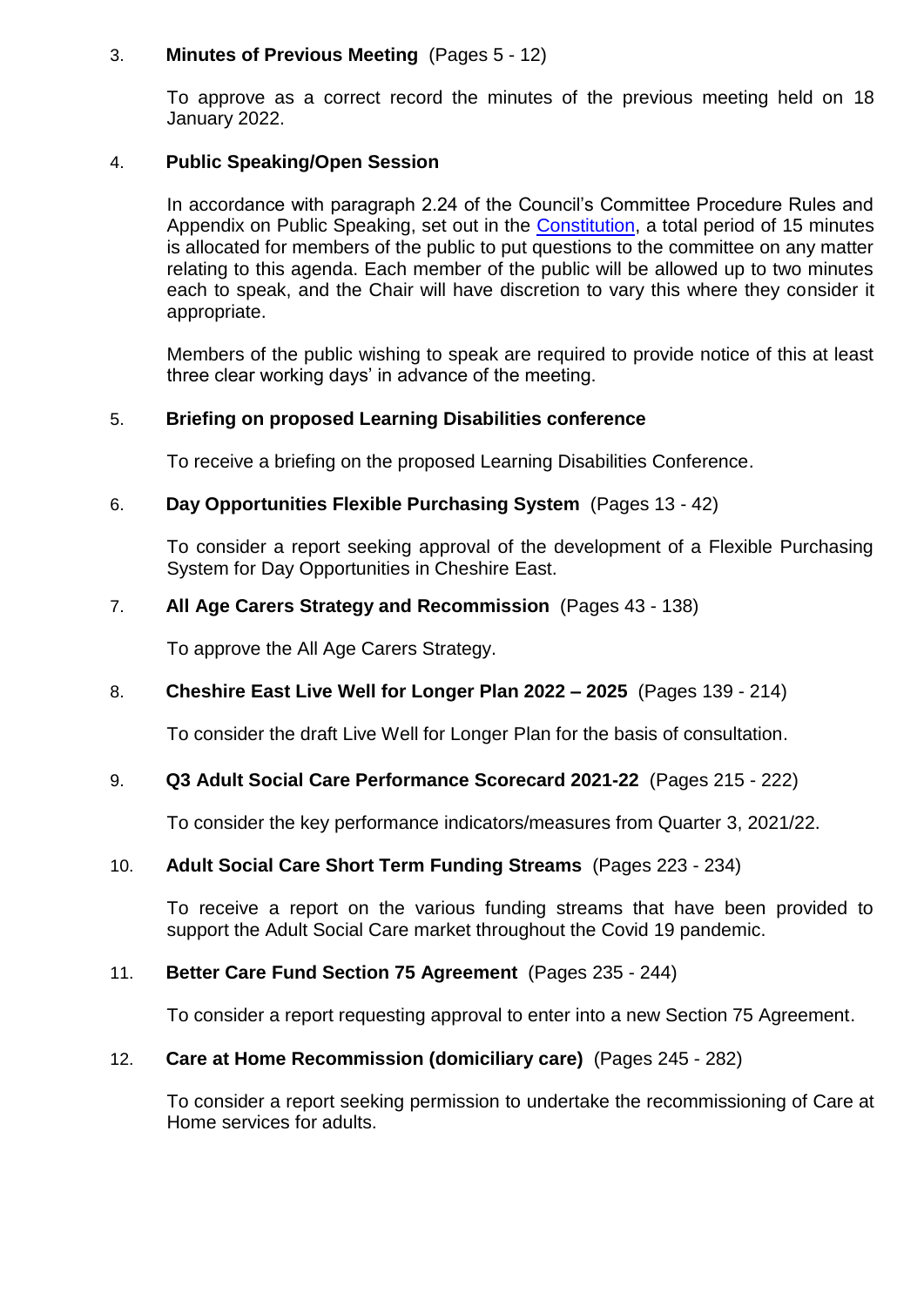3. **Minutes of Previous Meeting** (Pages 5 - 12)

   To approve as a correct record the minutes of the previous meeting held on 18 January 2022.

4. **Public Speaking/Open Session**

   In accordance with paragraph 2.24 of the Council's Committee Procedure Rules and Appendix on Public Speaking, set out in the Constitution, a total period of 15 minutes is allocated for members of the public to put questions to the committee on any matter relating to this agenda. Each member of the public will be allowed up to two minutes each to speak, and the Chair will have discretion to vary this where they consider it appropriate.

   Members of the public wishing to speak are required to provide notice of this at least three clear working days' in advance of the meeting.

5. **Briefing on proposed Learning Disabilities conference**

   To receive a briefing on the proposed Learning Disabilities Conference.

6. **Day Opportunities Flexible Purchasing System** (Pages 13 - 42)

   To consider a report seeking approval of the development of a Flexible Purchasing System for Day Opportunities in Cheshire East.

7. **All Age Carers Strategy and Recommission** (Pages 43 - 138)

   To approve the All Age Carers Strategy.

8. **Cheshire East Live Well for Longer Plan 2022 – 2025** (Pages 139 - 214)

   To consider the draft Live Well for Longer Plan for the basis of consultation.

9. **Q3 Adult Social Care Performance Scorecard 2021-22** (Pages 215 - 222)

   To consider the key performance indicators/measures from Quarter 3, 2021/22.

10. **Adult Social Care Short Term Funding Streams** (Pages 223 - 234)

    To receive a report on the various funding streams that have been provided to support the Adult Social Care market throughout the Covid 19 pandemic.

11. **Better Care Fund Section 75 Agreement** (Pages 235 - 244)

    To consider a report requesting approval to enter into a new Section 75 Agreement.

12. **Care at Home Recommission (domiciliary care)** (Pages 245 - 282)

    To consider a report seeking permission to undertake the recommissioning of Care at Home services for adults.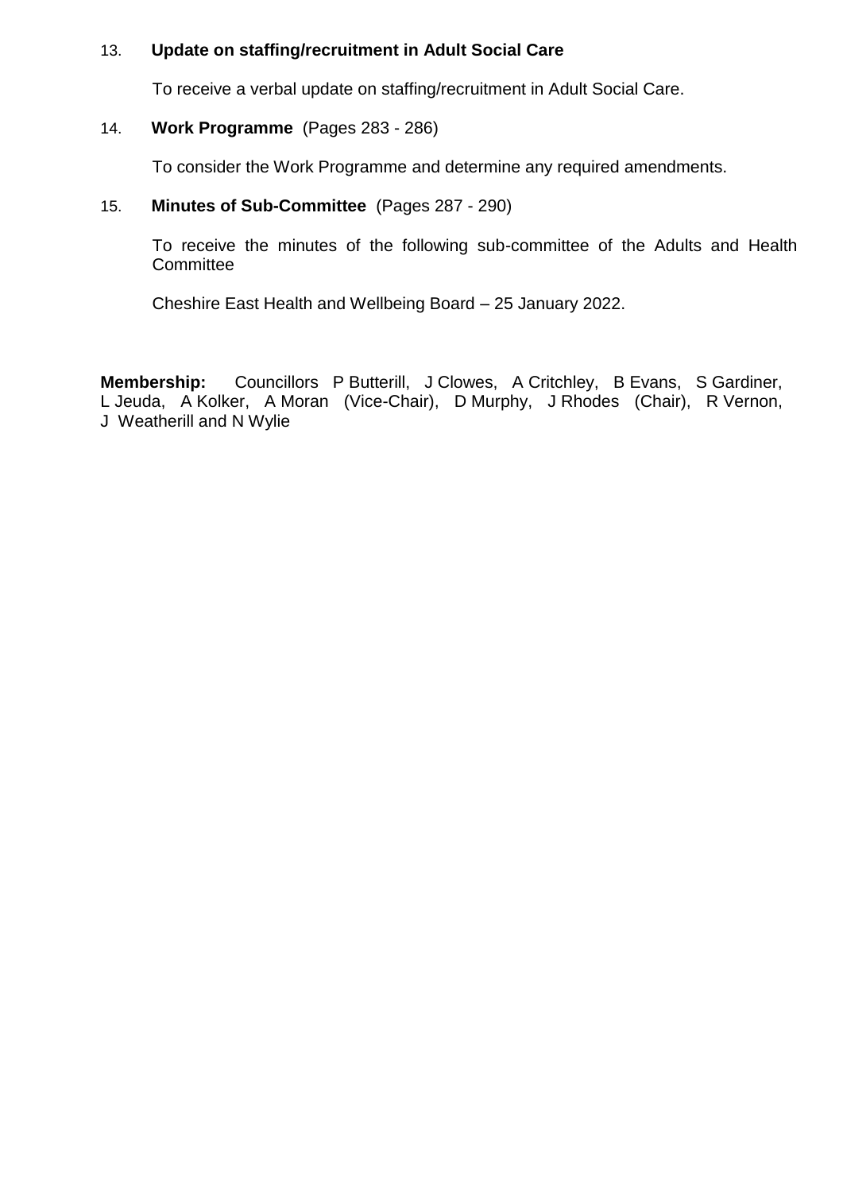13. **Update on staffing/recruitment in Adult Social Care**

To receive a verbal update on staffing/recruitment in Adult Social Care.

14. **Work Programme** (Pages 283 - 286)

To consider the Work Programme and determine any required amendments.

15. **Minutes of Sub-Committee** (Pages 287 - 290)

To receive the minutes of the following sub-committee of the Adults and Health Committee

Cheshire East Health and Wellbeing Board – 25 January 2022.

**Membership:** Councillors P Butterill, J Clowes, A Critchley, B Evans, S Gardiner, L Jeuda, A Kolker, A Moran (Vice-Chair), D Murphy, J Rhodes (Chair), R Vernon, J Weatherill and N Wylie